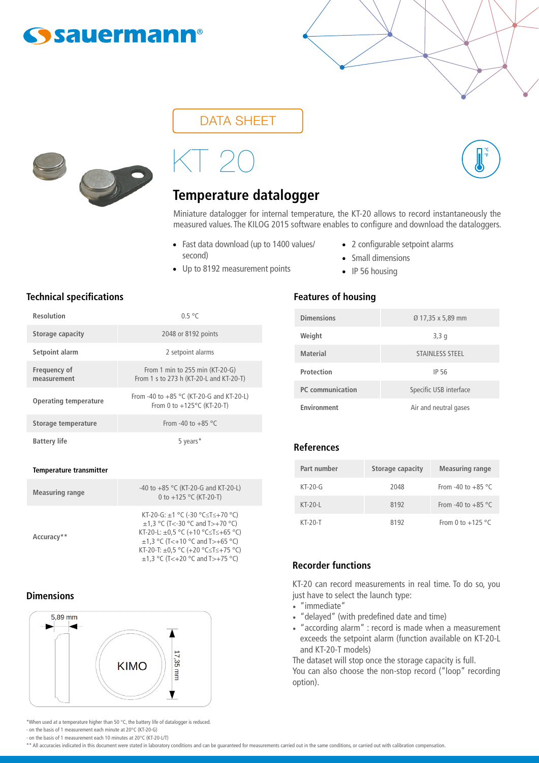sauermann®

DATA SHEET

# KT 20

## Temperature datalogger

Miniature datalogger for internal temperature, the KT-20 allows to record instantaneously the measured values. The KILOG 2015 software enables to configure and download the dataloggers.

- Fast data download (up to 1400 values/second)
- Up to 8192 measurement points
- 2 configurable setpoint alarms
- Small dimensions
- IP 56 housing

### Technical specifications

| | |
|---|---|
| Resolution | 0.5 °C |
| Storage capacity | 2048 or 8192 points |
| Setpoint alarm | 2 setpoint alarms |
| Frequency of measurement | From 1 min to 255 min (KT-20-G)<br>From 1 s to 273 h (KT-20-L and KT-20-T) |
| Operating temperature | From -40 to +85 °C (KT-20-G and KT-20-L)<br>From 0 to +125°C (KT-20-T) |
| Storage temperature | From -40 to +85 °C |
| Battery life | 5 years* |

**Temperature transmitter**

| | |
|---|---|
| Measuring range | -40 to +85 °C (KT-20-G and KT-20-L)<br>0 to +125 °C (KT-20-T) |
| Accuracy** | KT-20-G: ±1 °C (-30 °C≤T≤+70 °C)<br>±1,3 °C (T<-30 °C and T>+70 °C)<br>KT-20-L: ±0,5 °C (+10 °C≤T≤+65 °C)<br>±1,3 °C (T<+10 °C and T>+65 °C)<br>KT-20-T: ±0,5 °C (+20 °C≤T≤+75 °C)<br>±1,3 °C (T<+20 °C and T>+75 °C) |

### Dimensions

5,89 mm

KIMO

17,35 mm

### Features of housing

| | |
|---|---|
| Dimensions | Ø 17,35 x 5,89 mm |
| Weight | 3,3 g |
| Material | STAINLESS STEEL |
| Protection | IP 56 |
| PC communication | Specific USB interface |
| Environment | Air and neutral gases |

### References

| Part number | Storage capacity | Measuring range |
|---|---|---|
| KT-20-G | 2048 | From -40 to +85 °C |
| KT-20-L | 8192 | From -40 to +85 °C |
| KT-20-T | 8192 | From 0 to +125 °C |

### Recorder functions

KT-20 can record measurements in real time. To do so, you just have to select the launch type:

- "immediate"
- "delayed" (with predefined date and time)
- "according alarm" : record is made when a measurement exceeds the setpoint alarm (function available on KT-20-L and KT-20-T models)

The dataset will stop once the storage capacity is full.
You can also choose the non-stop record ("loop" recording option).

*When used at a temperature higher than 50 °C, the battery life of datalogger is reduced.
- on the basis of 1 measurement each minute at 20°C (KT-20-G)
- on the basis of 1 measurement each 10 minutes at 20°C (KT-20-L/T)

** All accuracies indicated in this document were stated in laboratory conditions and can be guaranteed for measurements carried out in the same conditions, or carried out with calibration compensation.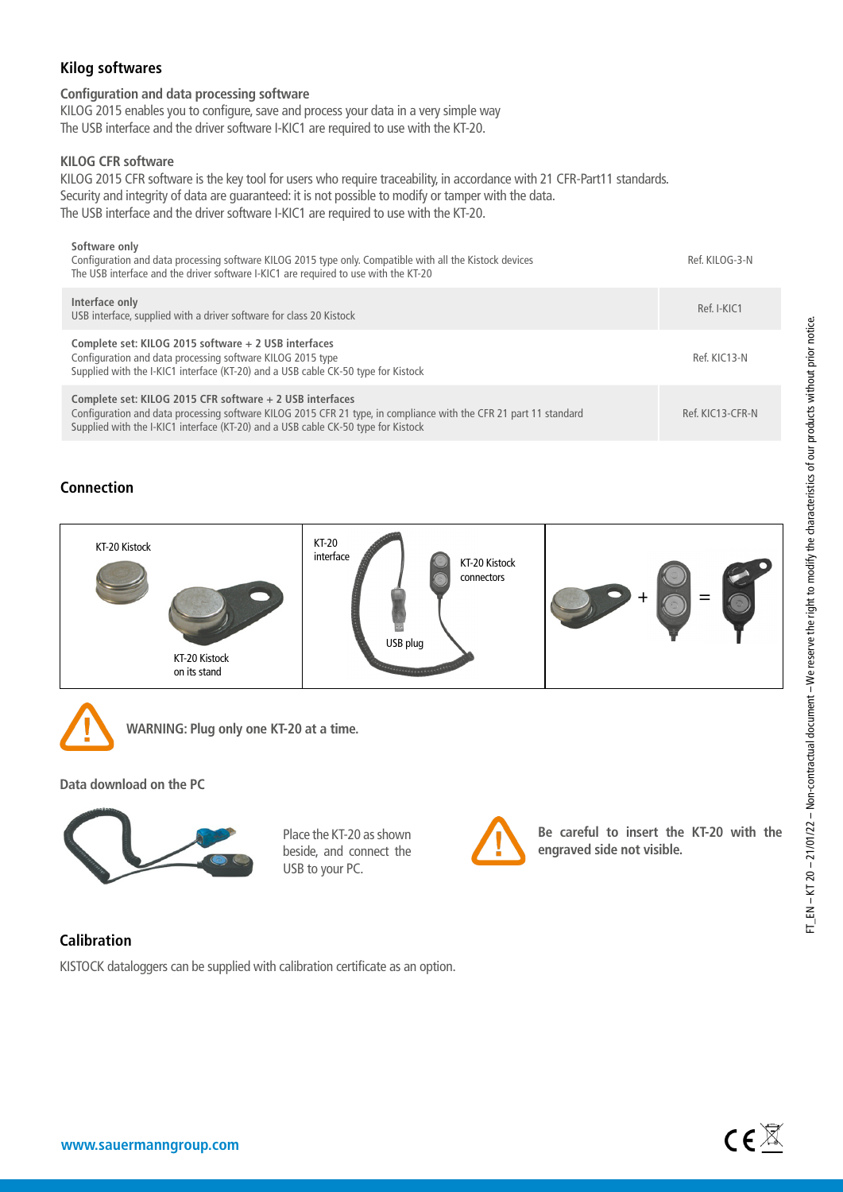## Kilog softwares

### Configuration and data processing software

KILOG 2015 enables you to configure, save and process your data in a very simple way
The USB interface and the driver software I-KIC1 are required to use with the KT-20.

### KILOG CFR software

KILOG 2015 CFR software is the key tool for users who require traceability, in accordance with 21 CFR-Part11 standards.
Security and integrity of data are guaranteed: it is not possible to modify or tamper with the data.
The USB interface and the driver software I-KIC1 are required to use with the KT-20.

| | |
|---|---|
| **Software only**<br>Configuration and data processing software KILOG 2015 type only. Compatible with all the Kistock devices<br>The USB interface and the driver software I-KIC1 are required to use with the KT-20 | Ref. KILOG-3-N |
| **Interface only**<br>USB interface, supplied with a driver software for class 20 Kistock | Ref. I-KIC1 |
| **Complete set: KILOG 2015 software + 2 USB interfaces**<br>Configuration and data processing software KILOG 2015 type<br>Supplied with the I-KIC1 interface (KT-20) and a USB cable CK-50 type for Kistock | Ref. KIC13-N |
| **Complete set: KILOG 2015 CFR software + 2 USB interfaces**<br>Configuration and data processing software KILOG 2015 CFR 21 type, in compliance with the CFR 21 part 11 standard<br>Supplied with the I-KIC1 interface (KT-20) and a USB cable CK-50 type for Kistock | Ref. KIC13-CFR-N |

## Connection

KT-20 Kistock

KT-20 Kistock on its stand

KT-20 interface

KT-20 Kistock connectors

USB plug

+ =

**WARNING: Plug only one KT-20 at a time.**

### Data download on the PC

Place the KT-20 as shown beside, and connect the USB to your PC.

**Be careful to insert the KT-20 with the engraved side not visible.**

## Calibration

KISTOCK dataloggers can be supplied with calibration certificate as an option.

FT_EN – KT 20 – 21/01/22 – Non-contractual document – We reserve the right to modify the characteristics of our products without prior notice.

www.sauermanngroup.com